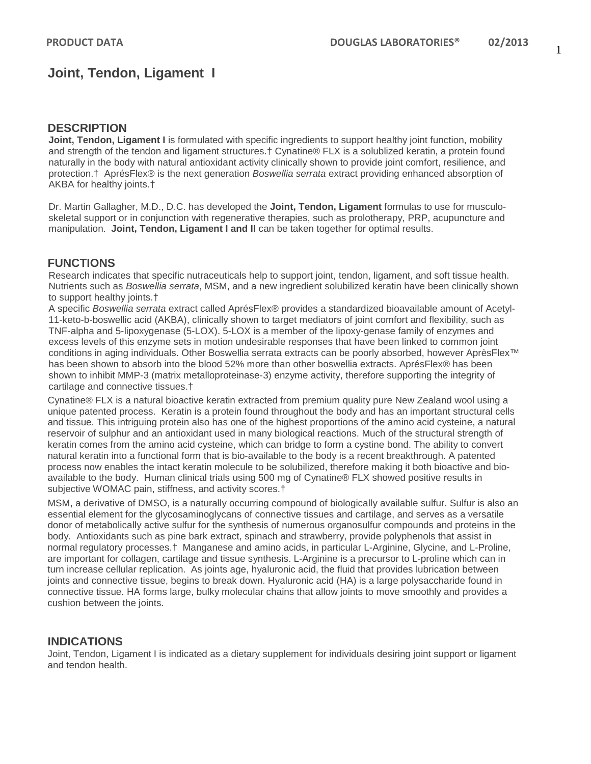# Joint, Tendon, Ligament I

## DESCRIPTION

**Joint, Tendon, Ligament I** is formulated with specific ingredients to support healthy joint function, mobility and strength of the tendon and ligament structures.† Cynatine® FLX is a solublized keratin, a protein found naturally in the body with natural antioxidant activity clinically shown to provide joint comfort, resilience, and protection.† AprésFlex® is the next generation *Boswellia serrata* extract providing enhanced absorption of AKBA for healthy joints.†

Dr. Martin Gallagher, M.D., D.C. has developed the **Joint, Tendon, Ligament** formulas to use for musculo-skeletal support or in conjunction with regenerative therapies, such as prolotherapy, PRP, acupuncture and manipulation. **Joint, Tendon, Ligament I and II** can be taken together for optimal results.

## FUNCTIONS

Research indicates that specific nutraceuticals help to support joint, tendon, ligament, and soft tissue health. Nutrients such as *Boswellia serrata*, MSM, and a new ingredient solubilized keratin have been clinically shown to support healthy joints.†

A specific *Boswellia serrata* extract called AprésFlex® provides a standardized bioavailable amount of Acetyl-11-keto-b-boswellic acid (AKBA), clinically shown to target mediators of joint comfort and flexibility, such as TNF-alpha and 5-lipoxygenase (5-LOX). 5-LOX is a member of the lipoxy-genase family of enzymes and excess levels of this enzyme sets in motion undesirable responses that have been linked to common joint conditions in aging individuals. Other Boswellia serrata extracts can be poorly absorbed, however AprèsFlex™ has been shown to absorb into the blood 52% more than other boswellia extracts. AprésFlex® has been shown to inhibit MMP-3 (matrix metalloproteinase-3) enzyme activity, therefore supporting the integrity of cartilage and connective tissues.†

Cynatine® FLX is a natural bioactive keratin extracted from premium quality pure New Zealand wool using a unique patented process. Keratin is a protein found throughout the body and has an important structural cells and tissue. This intriguing protein also has one of the highest proportions of the amino acid cysteine, a natural reservoir of sulphur and an antioxidant used in many biological reactions. Much of the structural strength of keratin comes from the amino acid cysteine, which can bridge to form a cystine bond. The ability to convert natural keratin into a functional form that is bio-available to the body is a recent breakthrough. A patented process now enables the intact keratin molecule to be solubilized, therefore making it both bioactive and bio-available to the body. Human clinical trials using 500 mg of Cynatine® FLX showed positive results in subjective WOMAC pain, stiffness, and activity scores.†

MSM, a derivative of DMSO, is a naturally occurring compound of biologically available sulfur. Sulfur is also an essential element for the glycosaminoglycans of connective tissues and cartilage, and serves as a versatile donor of metabolically active sulfur for the synthesis of numerous organosulfur compounds and proteins in the body. Antioxidants such as pine bark extract, spinach and strawberry, provide polyphenols that assist in normal regulatory processes.† Manganese and amino acids, in particular L-Arginine, Glycine, and L-Proline, are important for collagen, cartilage and tissue synthesis. L-Arginine is a precursor to L-proline which can in turn increase cellular replication. As joints age, hyaluronic acid, the fluid that provides lubrication between joints and connective tissue, begins to break down. Hyaluronic acid (HA) is a large polysaccharide found in connective tissue. HA forms large, bulky molecular chains that allow joints to move smoothly and provides a cushion between the joints.

## INDICATIONS

Joint, Tendon, Ligament I is indicated as a dietary supplement for individuals desiring joint support or ligament and tendon health.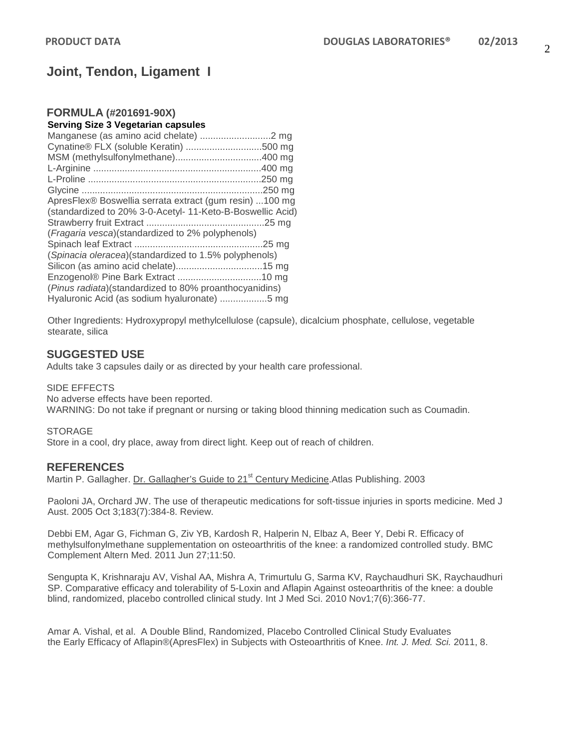# Joint, Tendon, Ligament I

## FORMULA (#201691-90X)

**Serving Size 3 Vegetarian capsules**

Manganese (as amino acid chelate) ...........................2 mg
Cynatine® FLX (soluble Keratin) ............................500 mg
MSM (methylsulfonylmethane)................................400 mg
L-Arginine ................................................................400 mg
L-Proline ..................................................................250 mg
Glycine .....................................................................250 mg
ApresFlex® Boswellia serrata extract (gum resin) ...100 mg
(standardized to 20% 3-0-Acetyl- 11-Keto-B-Boswellic Acid)
Strawberry fruit Extract .............................................25 mg
(*Fragaria vesca*)(standardized to 2% polyphenols)
Spinach leaf Extract .................................................25 mg
(*Spinacia oleracea*)(standardized to 1.5% polyphenols)
Silicon (as amino acid chelate).................................15 mg
Enzogenol® Pine Bark Extract ................................10 mg
(*Pinus radiata*)(standardized to 80% proanthocyanidins)
Hyaluronic Acid (as sodium hyaluronate) ..................5 mg

Other Ingredients: Hydroxypropyl methylcellulose (capsule), dicalcium phosphate, cellulose, vegetable stearate, silica

## SUGGESTED USE

Adults take 3 capsules daily or as directed by your health care professional.

SIDE EFFECTS

No adverse effects have been reported.
WARNING: Do not take if pregnant or nursing or taking blood thinning medication such as Coumadin.

STORAGE

Store in a cool, dry place, away from direct light. Keep out of reach of children.

## REFERENCES

Martin P. Gallagher. Dr. Gallagher's Guide to 21st Century Medicine.Atlas Publishing. 2003

Paoloni JA, Orchard JW. The use of therapeutic medications for soft-tissue injuries in sports medicine. Med J Aust. 2005 Oct 3;183(7):384-8. Review.

Debbi EM, Agar G, Fichman G, Ziv YB, Kardosh R, Halperin N, Elbaz A, Beer Y, Debi R. Efficacy of methylsulfonylmethane supplementation on osteoarthritis of the knee: a randomized controlled study. BMC Complement Altern Med. 2011 Jun 27;11:50.

Sengupta K, Krishnaraju AV, Vishal AA, Mishra A, Trimurtulu G, Sarma KV, Raychaudhuri SK, Raychaudhuri SP. Comparative efficacy and tolerability of 5-Loxin and Aflapin Against osteoarthritis of the knee: a double blind, randomized, placebo controlled clinical study. Int J Med Sci. 2010 Nov1;7(6):366-77.

Amar A. Vishal, et al. A Double Blind, Randomized, Placebo Controlled Clinical Study Evaluates the Early Efficacy of Aflapin®(ApresFlex) in Subjects with Osteoarthritis of Knee. *Int. J. Med. Sci.* 2011, 8.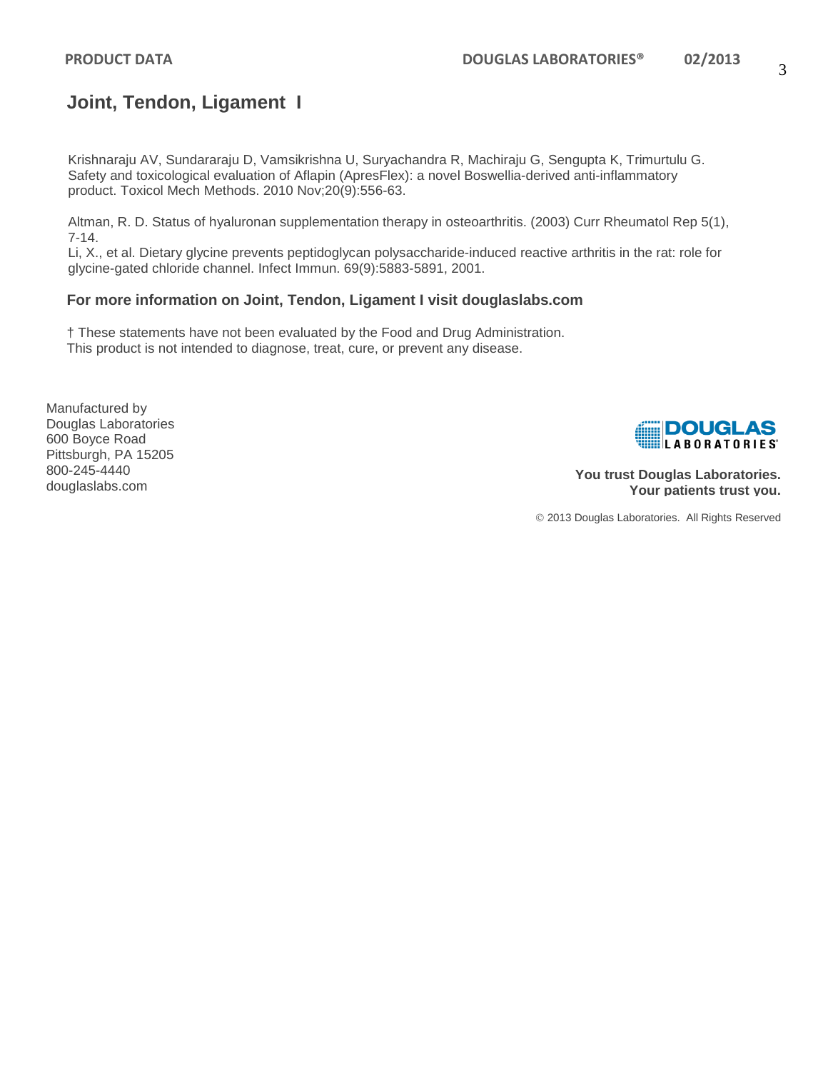# Joint, Tendon, Ligament I

Krishnaraju AV, Sundararaju D, Vamsikrishna U, Suryachandra R, Machiraju G, Sengupta K, Trimurtulu G. Safety and toxicological evaluation of Aflapin (ApresFlex): a novel Boswellia-derived anti-inflammatory product. Toxicol Mech Methods. 2010 Nov;20(9):556-63.

Altman, R. D. Status of hyaluronan supplementation therapy in osteoarthritis. (2003) Curr Rheumatol Rep 5(1), 7-14.
Li, X., et al. Dietary glycine prevents peptidoglycan polysaccharide-induced reactive arthritis in the rat: role for glycine-gated chloride channel. Infect Immun. 69(9):5883-5891, 2001.

**For more information on Joint, Tendon, Ligament I visit douglaslabs.com**

† These statements have not been evaluated by the Food and Drug Administration.
This product is not intended to diagnose, treat, cure, or prevent any disease.

Manufactured by
Douglas Laboratories
600 Boyce Road
Pittsburgh, PA 15205
800-245-4440
douglaslabs.com

DOUGLAS LABORATORIES

**You trust Douglas Laboratories.**
**Your patients trust you.**

© 2013 Douglas Laboratories. All Rights Reserved